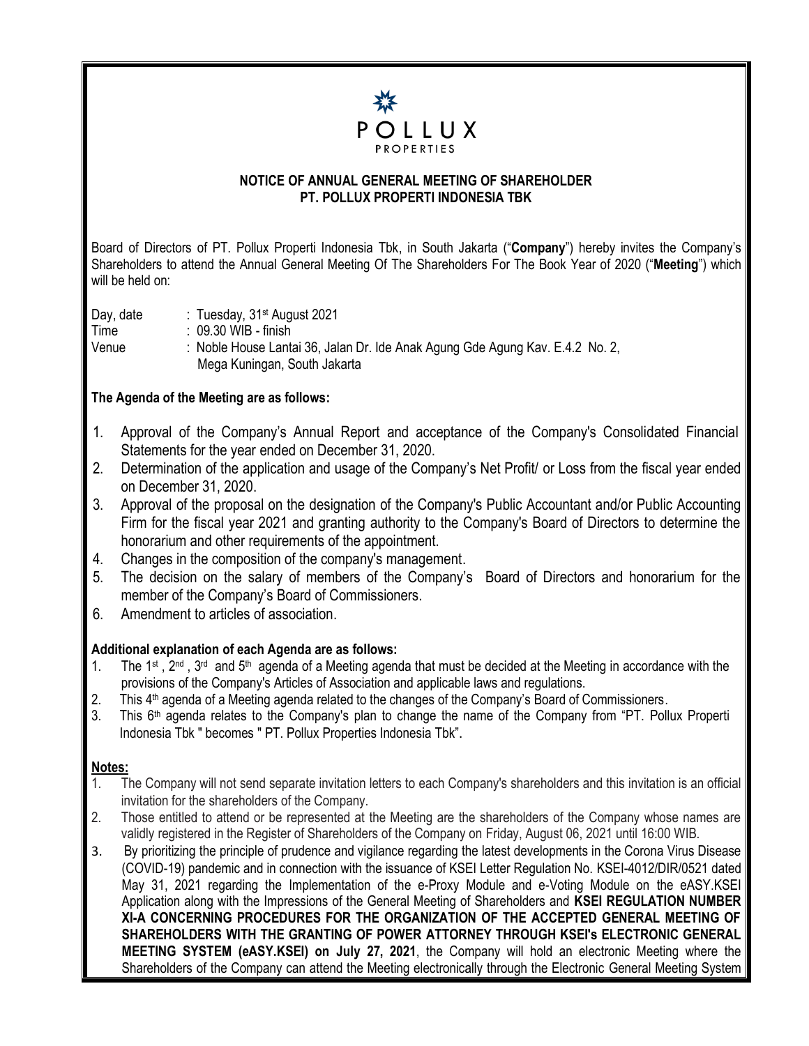POLLUX
PROPERTIES

## NOTICE OF ANNUAL GENERAL MEETING OF SHAREHOLDER
## PT. POLLUX PROPERTI INDONESIA TBK

Board of Directors of PT. Pollux Properti Indonesia Tbk, in South Jakarta ("**Company**") hereby invites the Company's Shareholders to attend the Annual General Meeting Of The Shareholders For The Book Year of 2020 ("**Meeting**") which will be held on:

Day, date : Tuesday, 31st August 2021
Time : 09.30 WIB - finish
Venue : Noble House Lantai 36, Jalan Dr. Ide Anak Agung Gde Agung Kav. E.4.2 No. 2, Mega Kuningan, South Jakarta

**The Agenda of the Meeting are as follows:**

1. Approval of the Company's Annual Report and acceptance of the Company's Consolidated Financial Statements for the year ended on December 31, 2020.
2. Determination of the application and usage of the Company's Net Profit/ or Loss from the fiscal year ended on December 31, 2020.
3. Approval of the proposal on the designation of the Company's Public Accountant and/or Public Accounting Firm for the fiscal year 2021 and granting authority to the Company's Board of Directors to determine the honorarium and other requirements of the appointment.
4. Changes in the composition of the company's management.
5. The decision on the salary of members of the Company's Board of Directors and honorarium for the member of the Company's Board of Commissioners.
6. Amendment to articles of association.

**Additional explanation of each Agenda are as follows:**

1. The 1st , 2nd , 3rd and 5th agenda of a Meeting agenda that must be decided at the Meeting in accordance with the provisions of the Company's Articles of Association and applicable laws and regulations.
2. This 4th agenda of a Meeting agenda related to the changes of the Company's Board of Commissioners.
3. This 6th agenda relates to the Company's plan to change the name of the Company from "PT. Pollux Properti Indonesia Tbk " becomes " PT. Pollux Properties Indonesia Tbk".

**Notes:**

1. The Company will not send separate invitation letters to each Company's shareholders and this invitation is an official invitation for the shareholders of the Company.
2. Those entitled to attend or be represented at the Meeting are the shareholders of the Company whose names are validly registered in the Register of Shareholders of the Company on Friday, August 06, 2021 until 16:00 WIB.
3. By prioritizing the principle of prudence and vigilance regarding the latest developments in the Corona Virus Disease (COVID-19) pandemic and in connection with the issuance of KSEI Letter Regulation No. KSEI-4012/DIR/0521 dated May 31, 2021 regarding the Implementation of the e-Proxy Module and e-Voting Module on the eASY.KSEI Application along with the Impressions of the General Meeting of Shareholders and **KSEI REGULATION NUMBER XI-A CONCERNING PROCEDURES FOR THE ORGANIZATION OF THE ACCEPTED GENERAL MEETING OF SHAREHOLDERS WITH THE GRANTING OF POWER ATTORNEY THROUGH KSEI's ELECTRONIC GENERAL MEETING SYSTEM (eASY.KSEI) on July 27, 2021**, the Company will hold an electronic Meeting where the Shareholders of the Company can attend the Meeting electronically through the Electronic General Meeting System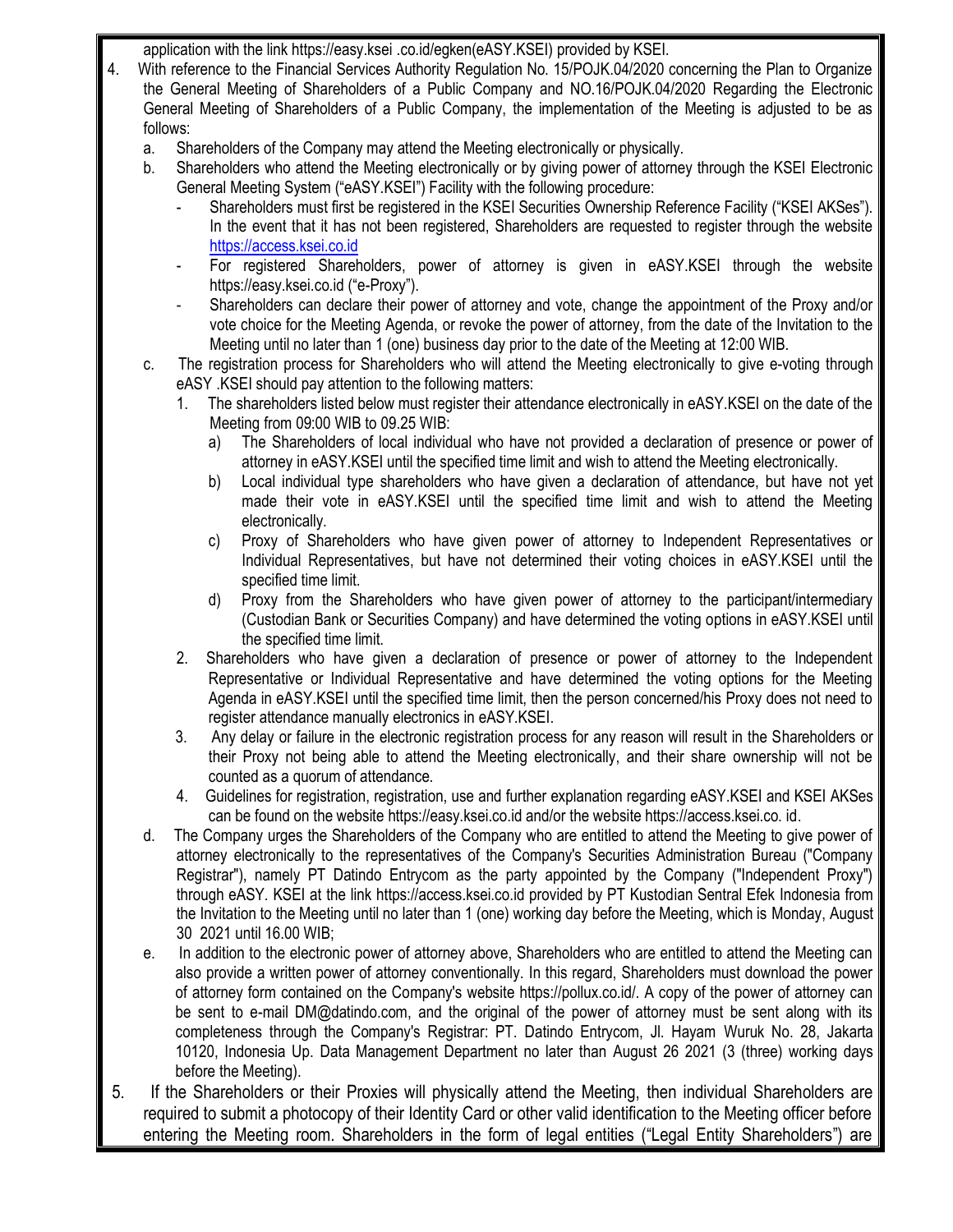application with the link https://easy.ksei .co.id/egken(eASY.KSEI) provided by KSEI.

4. With reference to the Financial Services Authority Regulation No. 15/POJK.04/2020 concerning the Plan to Organize the General Meeting of Shareholders of a Public Company and NO.16/POJK.04/2020 Regarding the Electronic General Meeting of Shareholders of a Public Company, the implementation of the Meeting is adjusted to be as follows:
   a. Shareholders of the Company may attend the Meeting electronically or physically.
   b. Shareholders who attend the Meeting electronically or by giving power of attorney through the KSEI Electronic General Meeting System ("eASY.KSEI") Facility with the following procedure:
      - Shareholders must first be registered in the KSEI Securities Ownership Reference Facility ("KSEI AKSes"). In the event that it has not been registered, Shareholders are requested to register through the website https://access.ksei.co.id
      - For registered Shareholders, power of attorney is given in eASY.KSEI through the website https://easy.ksei.co.id ("e-Proxy").
      - Shareholders can declare their power of attorney and vote, change the appointment of the Proxy and/or vote choice for the Meeting Agenda, or revoke the power of attorney, from the date of the Invitation to the Meeting until no later than 1 (one) business day prior to the date of the Meeting at 12:00 WIB.
   c. The registration process for Shareholders who will attend the Meeting electronically to give e-voting through eASY .KSEI should pay attention to the following matters:
      1. The shareholders listed below must register their attendance electronically in eASY.KSEI on the date of the Meeting from 09:00 WIB to 09.25 WIB:
         a) The Shareholders of local individual who have not provided a declaration of presence or power of attorney in eASY.KSEI until the specified time limit and wish to attend the Meeting electronically.
         b) Local individual type shareholders who have given a declaration of attendance, but have not yet made their vote in eASY.KSEI until the specified time limit and wish to attend the Meeting electronically.
         c) Proxy of Shareholders who have given power of attorney to Independent Representatives or Individual Representatives, but have not determined their voting choices in eASY.KSEI until the specified time limit.
         d) Proxy from the Shareholders who have given power of attorney to the participant/intermediary (Custodian Bank or Securities Company) and have determined the voting options in eASY.KSEI until the specified time limit.
      2. Shareholders who have given a declaration of presence or power of attorney to the Independent Representative or Individual Representative and have determined the voting options for the Meeting Agenda in eASY.KSEI until the specified time limit, then the person concerned/his Proxy does not need to register attendance manually electronics in eASY.KSEI.
      3. Any delay or failure in the electronic registration process for any reason will result in the Shareholders or their Proxy not being able to attend the Meeting electronically, and their share ownership will not be counted as a quorum of attendance.
      4. Guidelines for registration, registration, use and further explanation regarding eASY.KSEI and KSEI AKSes can be found on the website https://easy.ksei.co.id and/or the website https://access.ksei.co. id.
   d. The Company urges the Shareholders of the Company who are entitled to attend the Meeting to give power of attorney electronically to the representatives of the Company's Securities Administration Bureau ("Company Registrar"), namely PT Datindo Entrycom as the party appointed by the Company ("Independent Proxy") through eASY. KSEI at the link https://access.ksei.co.id provided by PT Kustodian Sentral Efek Indonesia from the Invitation to the Meeting until no later than 1 (one) working day before the Meeting, which is Monday, August 30 2021 until 16.00 WIB;
   e. In addition to the electronic power of attorney above, Shareholders who are entitled to attend the Meeting can also provide a written power of attorney conventionally. In this regard, Shareholders must download the power of attorney form contained on the Company's website https://pollux.co.id/. A copy of the power of attorney can be sent to e-mail DM@datindo.com, and the original of the power of attorney must be sent along with its completeness through the Company's Registrar: PT. Datindo Entrycom, Jl. Hayam Wuruk No. 28, Jakarta 10120, Indonesia Up. Data Management Department no later than August 26 2021 (3 (three) working days before the Meeting).

5. If the Shareholders or their Proxies will physically attend the Meeting, then individual Shareholders are required to submit a photocopy of their Identity Card or other valid identification to the Meeting officer before entering the Meeting room. Shareholders in the form of legal entities ("Legal Entity Shareholders") are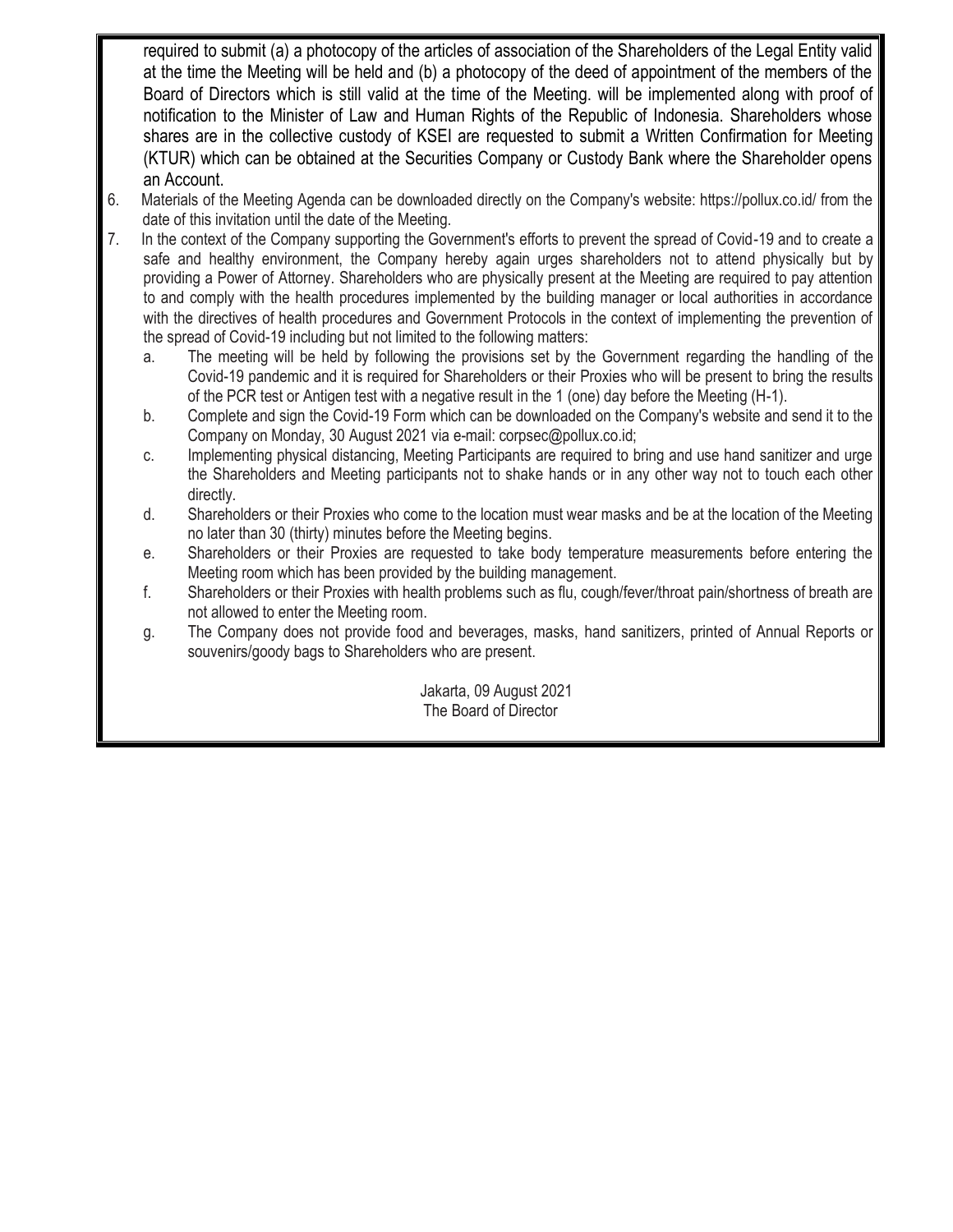required to submit (a) a photocopy of the articles of association of the Shareholders of the Legal Entity valid at the time the Meeting will be held and (b) a photocopy of the deed of appointment of the members of the Board of Directors which is still valid at the time of the Meeting. will be implemented along with proof of notification to the Minister of Law and Human Rights of the Republic of Indonesia. Shareholders whose shares are in the collective custody of KSEI are requested to submit a Written Confirmation for Meeting (KTUR) which can be obtained at the Securities Company or Custody Bank where the Shareholder opens an Account.

6. Materials of the Meeting Agenda can be downloaded directly on the Company's website: https://pollux.co.id/ from the date of this invitation until the date of the Meeting.
7. In the context of the Company supporting the Government's efforts to prevent the spread of Covid-19 and to create a safe and healthy environment, the Company hereby again urges shareholders not to attend physically but by providing a Power of Attorney. Shareholders who are physically present at the Meeting are required to pay attention to and comply with the health procedures implemented by the building manager or local authorities in accordance with the directives of health procedures and Government Protocols in the context of implementing the prevention of the spread of Covid-19 including but not limited to the following matters:
   a. The meeting will be held by following the provisions set by the Government regarding the handling of the Covid-19 pandemic and it is required for Shareholders or their Proxies who will be present to bring the results of the PCR test or Antigen test with a negative result in the 1 (one) day before the Meeting (H-1).
   b. Complete and sign the Covid-19 Form which can be downloaded on the Company's website and send it to the Company on Monday, 30 August 2021 via e-mail: corpsec@pollux.co.id;
   c. Implementing physical distancing, Meeting Participants are required to bring and use hand sanitizer and urge the Shareholders and Meeting participants not to shake hands or in any other way not to touch each other directly.
   d. Shareholders or their Proxies who come to the location must wear masks and be at the location of the Meeting no later than 30 (thirty) minutes before the Meeting begins.
   e. Shareholders or their Proxies are requested to take body temperature measurements before entering the Meeting room which has been provided by the building management.
   f. Shareholders or their Proxies with health problems such as flu, cough/fever/throat pain/shortness of breath are not allowed to enter the Meeting room.
   g. The Company does not provide food and beverages, masks, hand sanitizers, printed of Annual Reports or souvenirs/goody bags to Shareholders who are present.

Jakarta, 09 August 2021

The Board of Director